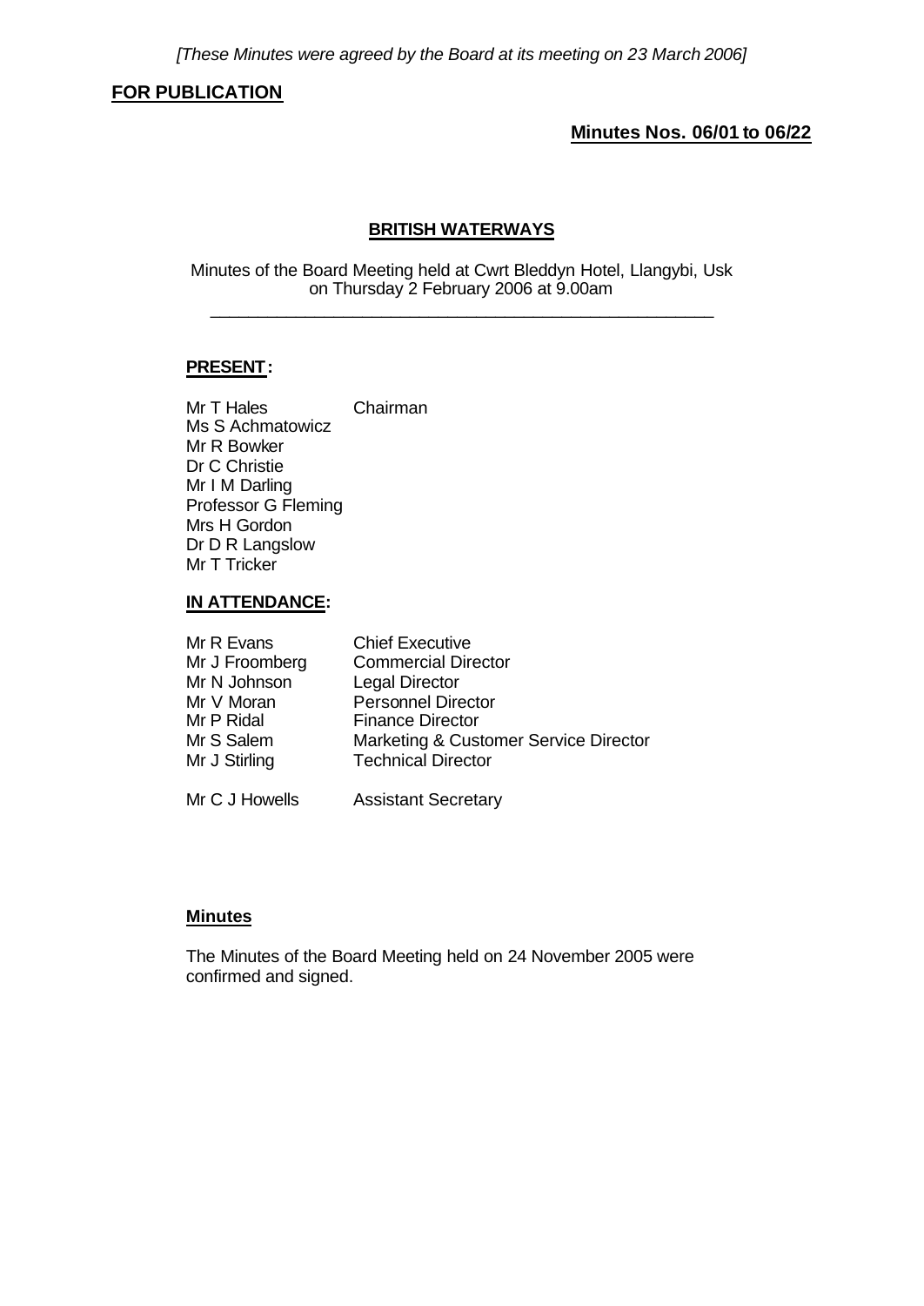*[These Minutes were agreed by the Board at its meeting on 23 March 2006]*

**FOR PUBLICATION**

**Minutes Nos. 06/01 to 06/22**

# BRITISH WATERWAYS

Minutes of the Board Meeting held at Cwrt Bleddyn Hotel, Llangybi, Usk on Thursday 2 February 2006 at 9.00am

---

## PRESENT:

Mr T Hales — Chairman
Ms S Achmatowicz
Mr R Bowker
Dr C Christie
Mr I M Darling
Professor G Fleming
Mrs H Gordon
Dr D R Langslow
Mr T Tricker

## IN ATTENDANCE:

| | |
|---|---|
| Mr R Evans | Chief Executive |
| Mr J Froomberg | Commercial Director |
| Mr N Johnson | Legal Director |
| Mr V Moran | Personnel Director |
| Mr P Ridal | Finance Director |
| Mr S Salem | Marketing & Customer Service Director |
| Mr J Stirling | Technical Director |
| Mr C J Howells | Assistant Secretary |

## Minutes

The Minutes of the Board Meeting held on 24 November 2005 were confirmed and signed.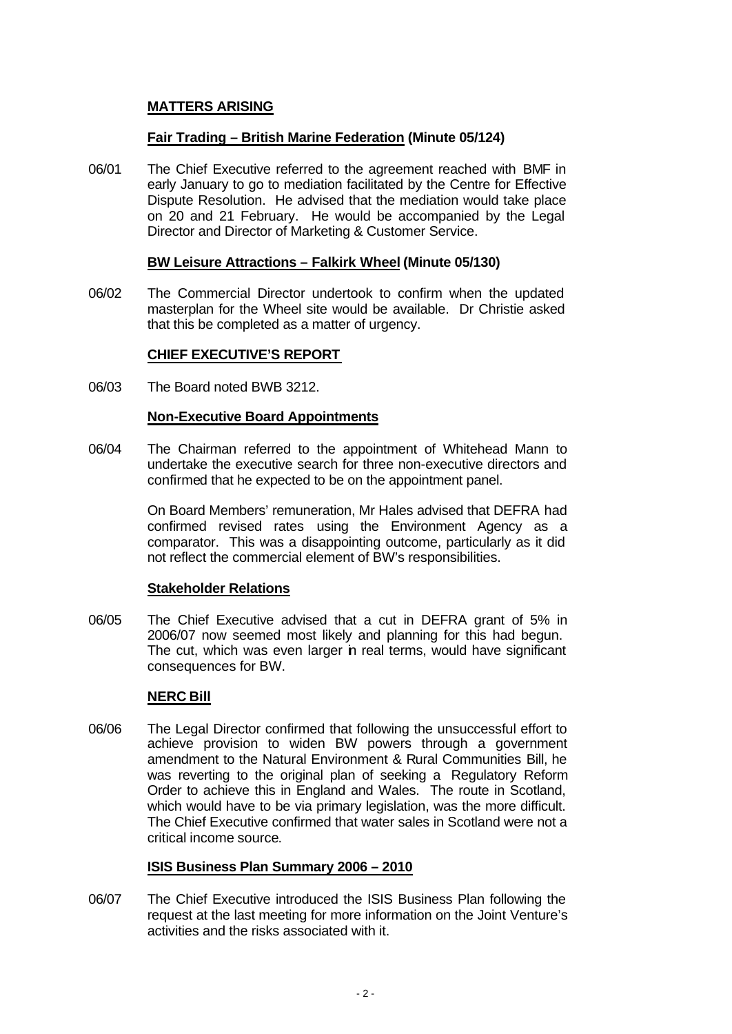## MATTERS ARISING

### Fair Trading – British Marine Federation (Minute 05/124)

06/01 The Chief Executive referred to the agreement reached with BMF in early January to go to mediation facilitated by the Centre for Effective Dispute Resolution. He advised that the mediation would take place on 20 and 21 February. He would be accompanied by the Legal Director and Director of Marketing & Customer Service.

### BW Leisure Attractions – Falkirk Wheel (Minute 05/130)

06/02 The Commercial Director undertook to confirm when the updated masterplan for the Wheel site would be available. Dr Christie asked that this be completed as a matter of urgency.

## CHIEF EXECUTIVE'S REPORT

06/03 The Board noted BWB 3212.

### Non-Executive Board Appointments

06/04 The Chairman referred to the appointment of Whitehead Mann to undertake the executive search for three non-executive directors and confirmed that he expected to be on the appointment panel.

On Board Members' remuneration, Mr Hales advised that DEFRA had confirmed revised rates using the Environment Agency as a comparator. This was a disappointing outcome, particularly as it did not reflect the commercial element of BW's responsibilities.

### Stakeholder Relations

06/05 The Chief Executive advised that a cut in DEFRA grant of 5% in 2006/07 now seemed most likely and planning for this had begun. The cut, which was even larger in real terms, would have significant consequences for BW.

### NERC Bill

06/06 The Legal Director confirmed that following the unsuccessful effort to achieve provision to widen BW powers through a government amendment to the Natural Environment & Rural Communities Bill, he was reverting to the original plan of seeking a Regulatory Reform Order to achieve this in England and Wales. The route in Scotland, which would have to be via primary legislation, was the more difficult. The Chief Executive confirmed that water sales in Scotland were not a critical income source.

### ISIS Business Plan Summary 2006 – 2010

06/07 The Chief Executive introduced the ISIS Business Plan following the request at the last meeting for more information on the Joint Venture's activities and the risks associated with it.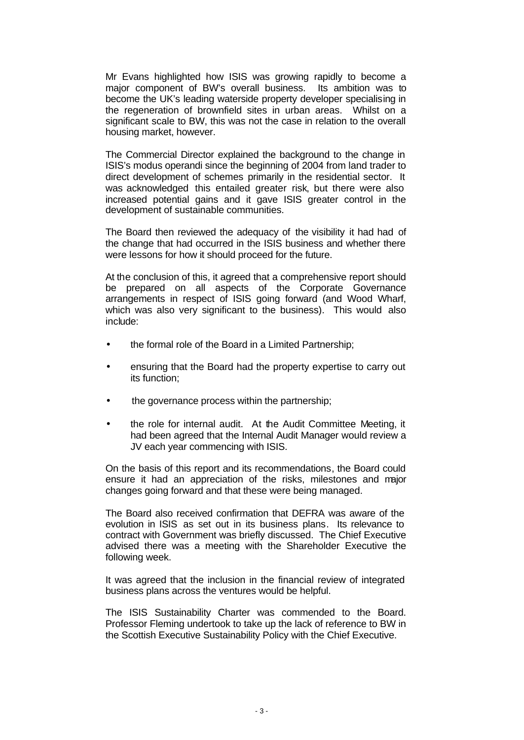Mr Evans highlighted how ISIS was growing rapidly to become a major component of BW's overall business. Its ambition was to become the UK's leading waterside property developer specialising in the regeneration of brownfield sites in urban areas. Whilst on a significant scale to BW, this was not the case in relation to the overall housing market, however.

The Commercial Director explained the background to the change in ISIS's modus operandi since the beginning of 2004 from land trader to direct development of schemes primarily in the residential sector. It was acknowledged this entailed greater risk, but there were also increased potential gains and it gave ISIS greater control in the development of sustainable communities.

The Board then reviewed the adequacy of the visibility it had had of the change that had occurred in the ISIS business and whether there were lessons for how it should proceed for the future.

At the conclusion of this, it agreed that a comprehensive report should be prepared on all aspects of the Corporate Governance arrangements in respect of ISIS going forward (and Wood Wharf, which was also very significant to the business). This would also include:

- the formal role of the Board in a Limited Partnership;
- ensuring that the Board had the property expertise to carry out its function;
- the governance process within the partnership;
- the role for internal audit. At the Audit Committee Meeting, it had been agreed that the Internal Audit Manager would review a JV each year commencing with ISIS.

On the basis of this report and its recommendations, the Board could ensure it had an appreciation of the risks, milestones and major changes going forward and that these were being managed.

The Board also received confirmation that DEFRA was aware of the evolution in ISIS as set out in its business plans. Its relevance to contract with Government was briefly discussed. The Chief Executive advised there was a meeting with the Shareholder Executive the following week.

It was agreed that the inclusion in the financial review of integrated business plans across the ventures would be helpful.

The ISIS Sustainability Charter was commended to the Board. Professor Fleming undertook to take up the lack of reference to BW in the Scottish Executive Sustainability Policy with the Chief Executive.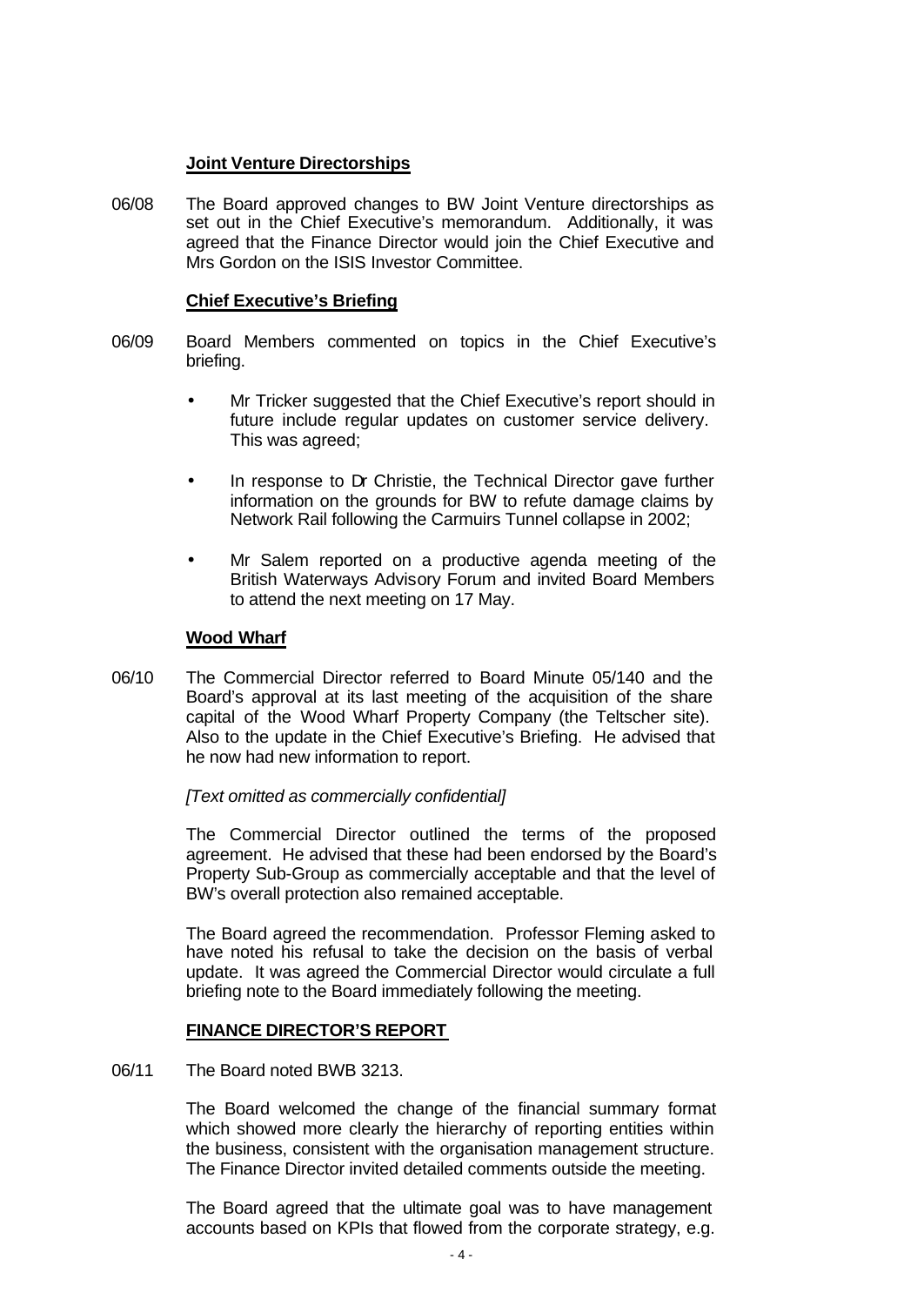**Joint Venture Directorships**

06/08 The Board approved changes to BW Joint Venture directorships as set out in the Chief Executive's memorandum. Additionally, it was agreed that the Finance Director would join the Chief Executive and Mrs Gordon on the ISIS Investor Committee.

**Chief Executive's Briefing**

06/09 Board Members commented on topics in the Chief Executive's briefing.

- Mr Tricker suggested that the Chief Executive's report should in future include regular updates on customer service delivery. This was agreed;
- In response to Dr Christie, the Technical Director gave further information on the grounds for BW to refute damage claims by Network Rail following the Carmuirs Tunnel collapse in 2002;
- Mr Salem reported on a productive agenda meeting of the British Waterways Advisory Forum and invited Board Members to attend the next meeting on 17 May.

**Wood Wharf**

06/10 The Commercial Director referred to Board Minute 05/140 and the Board's approval at its last meeting of the acquisition of the share capital of the Wood Wharf Property Company (the Teltscher site). Also to the update in the Chief Executive's Briefing. He advised that he now had new information to report.

*[Text omitted as commercially confidential]*

The Commercial Director outlined the terms of the proposed agreement. He advised that these had been endorsed by the Board's Property Sub-Group as commercially acceptable and that the level of BW's overall protection also remained acceptable.

The Board agreed the recommendation. Professor Fleming asked to have noted his refusal to take the decision on the basis of verbal update. It was agreed the Commercial Director would circulate a full briefing note to the Board immediately following the meeting.

**FINANCE DIRECTOR'S REPORT**

06/11 The Board noted BWB 3213.

The Board welcomed the change of the financial summary format which showed more clearly the hierarchy of reporting entities within the business, consistent with the organisation management structure. The Finance Director invited detailed comments outside the meeting.

The Board agreed that the ultimate goal was to have management accounts based on KPIs that flowed from the corporate strategy, e.g.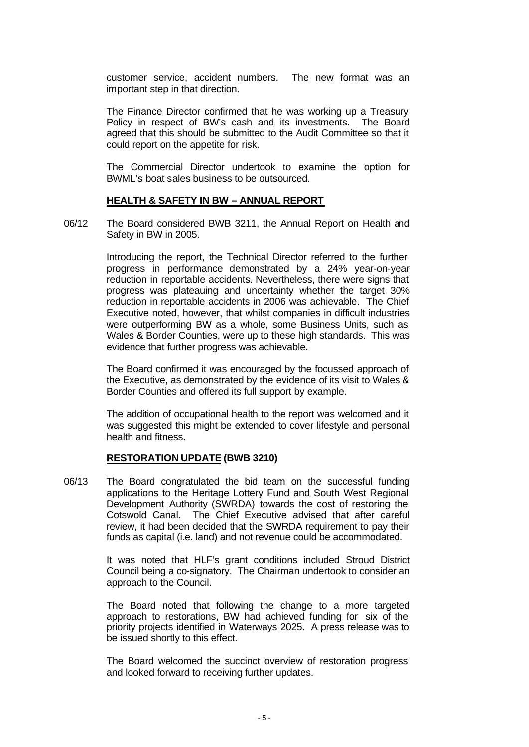customer service, accident numbers. The new format was an important step in that direction.

The Finance Director confirmed that he was working up a Treasury Policy in respect of BW's cash and its investments. The Board agreed that this should be submitted to the Audit Committee so that it could report on the appetite for risk.

The Commercial Director undertook to examine the option for BWML's boat sales business to be outsourced.

**HEALTH & SAFETY IN BW – ANNUAL REPORT**

06/12 The Board considered BWB 3211, the Annual Report on Health and Safety in BW in 2005.

Introducing the report, the Technical Director referred to the further progress in performance demonstrated by a 24% year-on-year reduction in reportable accidents. Nevertheless, there were signs that progress was plateauing and uncertainty whether the target 30% reduction in reportable accidents in 2006 was achievable. The Chief Executive noted, however, that whilst companies in difficult industries were outperforming BW as a whole, some Business Units, such as Wales & Border Counties, were up to these high standards. This was evidence that further progress was achievable.

The Board confirmed it was encouraged by the focussed approach of the Executive, as demonstrated by the evidence of its visit to Wales & Border Counties and offered its full support by example.

The addition of occupational health to the report was welcomed and it was suggested this might be extended to cover lifestyle and personal health and fitness.

**RESTORATION UPDATE (BWB 3210)**

06/13 The Board congratulated the bid team on the successful funding applications to the Heritage Lottery Fund and South West Regional Development Authority (SWRDA) towards the cost of restoring the Cotswold Canal. The Chief Executive advised that after careful review, it had been decided that the SWRDA requirement to pay their funds as capital (i.e. land) and not revenue could be accommodated.

It was noted that HLF's grant conditions included Stroud District Council being a co-signatory. The Chairman undertook to consider an approach to the Council.

The Board noted that following the change to a more targeted approach to restorations, BW had achieved funding for six of the priority projects identified in Waterways 2025. A press release was to be issued shortly to this effect.

The Board welcomed the succinct overview of restoration progress and looked forward to receiving further updates.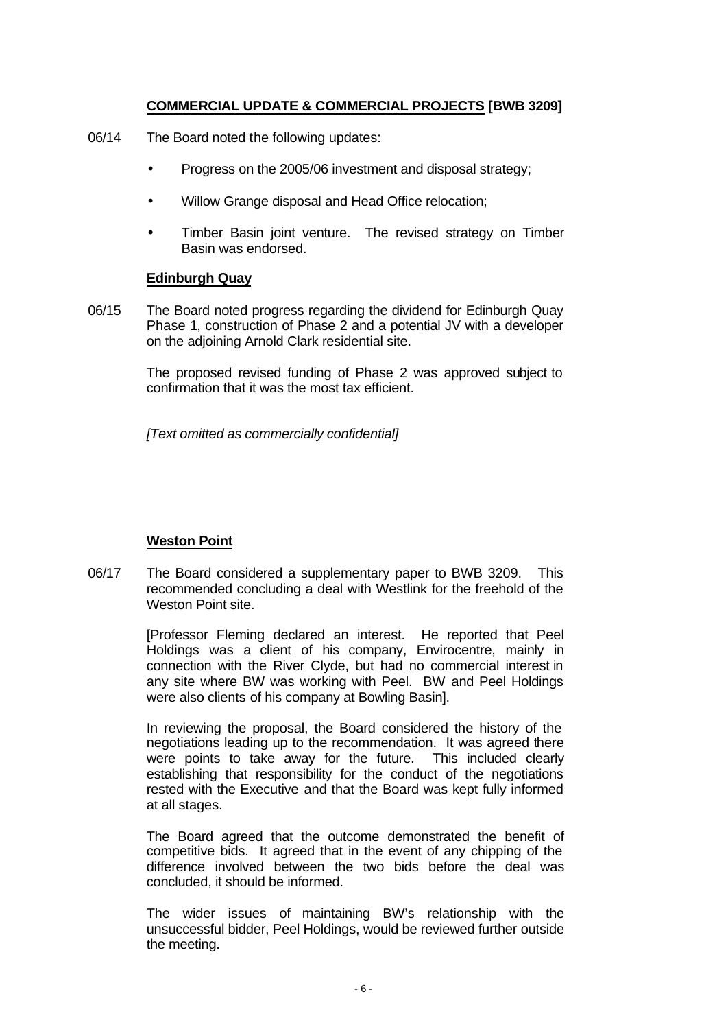## **COMMERCIAL UPDATE & COMMERCIAL PROJECTS [BWB 3209]**

06/14 The Board noted the following updates:

- Progress on the 2005/06 investment and disposal strategy;
- Willow Grange disposal and Head Office relocation;
- Timber Basin joint venture. The revised strategy on Timber Basin was endorsed.

### **Edinburgh Quay**

06/15 The Board noted progress regarding the dividend for Edinburgh Quay Phase 1, construction of Phase 2 and a potential JV with a developer on the adjoining Arnold Clark residential site.

The proposed revised funding of Phase 2 was approved subject to confirmation that it was the most tax efficient.

*[Text omitted as commercially confidential]*

### **Weston Point**

06/17 The Board considered a supplementary paper to BWB 3209. This recommended concluding a deal with Westlink for the freehold of the Weston Point site.

[Professor Fleming declared an interest. He reported that Peel Holdings was a client of his company, Envirocentre, mainly in connection with the River Clyde, but had no commercial interest in any site where BW was working with Peel. BW and Peel Holdings were also clients of his company at Bowling Basin].

In reviewing the proposal, the Board considered the history of the negotiations leading up to the recommendation. It was agreed there were points to take away for the future. This included clearly establishing that responsibility for the conduct of the negotiations rested with the Executive and that the Board was kept fully informed at all stages.

The Board agreed that the outcome demonstrated the benefit of competitive bids. It agreed that in the event of any chipping of the difference involved between the two bids before the deal was concluded, it should be informed.

The wider issues of maintaining BW's relationship with the unsuccessful bidder, Peel Holdings, would be reviewed further outside the meeting.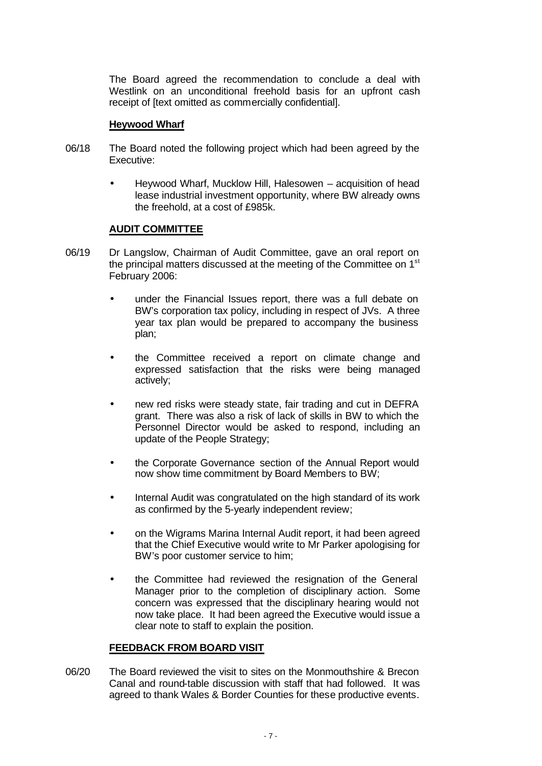The Board agreed the recommendation to conclude a deal with Westlink on an unconditional freehold basis for an upfront cash receipt of [text omitted as commercially confidential].

**Heywood Wharf**

06/18 The Board noted the following project which had been agreed by the Executive:

- Heywood Wharf, Mucklow Hill, Halesowen – acquisition of head lease industrial investment opportunity, where BW already owns the freehold, at a cost of £985k.

**AUDIT COMMITTEE**

06/19 Dr Langslow, Chairman of Audit Committee, gave an oral report on the principal matters discussed at the meeting of the Committee on 1st February 2006:

- under the Financial Issues report, there was a full debate on BW's corporation tax policy, including in respect of JVs. A three year tax plan would be prepared to accompany the business plan;
- the Committee received a report on climate change and expressed satisfaction that the risks were being managed actively;
- new red risks were steady state, fair trading and cut in DEFRA grant. There was also a risk of lack of skills in BW to which the Personnel Director would be asked to respond, including an update of the People Strategy;
- the Corporate Governance section of the Annual Report would now show time commitment by Board Members to BW;
- Internal Audit was congratulated on the high standard of its work as confirmed by the 5-yearly independent review;
- on the Wigrams Marina Internal Audit report, it had been agreed that the Chief Executive would write to Mr Parker apologising for BW's poor customer service to him;
- the Committee had reviewed the resignation of the General Manager prior to the completion of disciplinary action. Some concern was expressed that the disciplinary hearing would not now take place. It had been agreed the Executive would issue a clear note to staff to explain the position.

**FEEDBACK FROM BOARD VISIT**

06/20 The Board reviewed the visit to sites on the Monmouthshire & Brecon Canal and round-table discussion with staff that had followed. It was agreed to thank Wales & Border Counties for these productive events.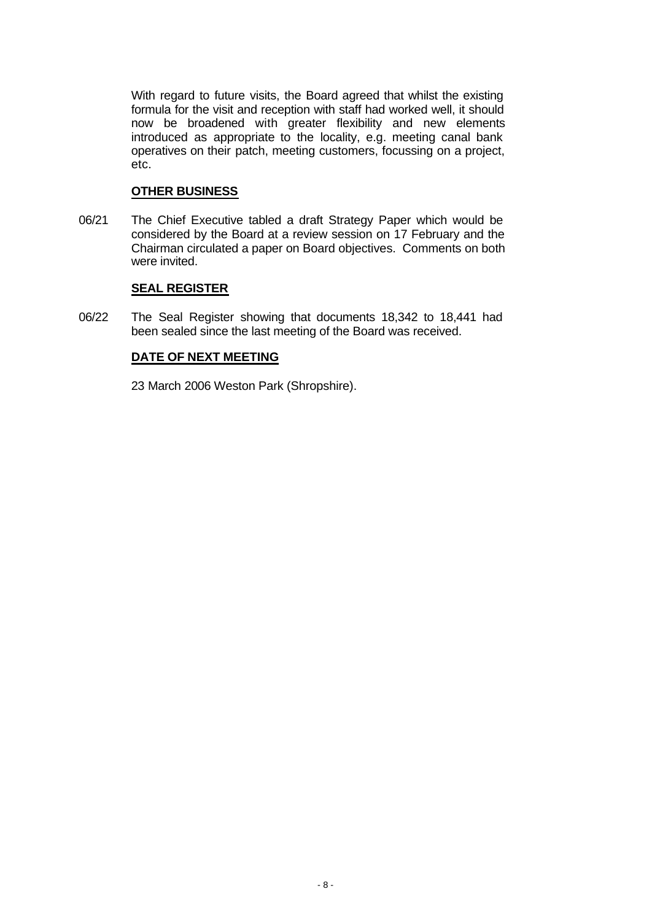With regard to future visits, the Board agreed that whilst the existing formula for the visit and reception with staff had worked well, it should now be broadened with greater flexibility and new elements introduced as appropriate to the locality, e.g. meeting canal bank operatives on their patch, meeting customers, focussing on a project, etc.

**OTHER BUSINESS**

06/21 The Chief Executive tabled a draft Strategy Paper which would be considered by the Board at a review session on 17 February and the Chairman circulated a paper on Board objectives. Comments on both were invited.

**SEAL REGISTER**

06/22 The Seal Register showing that documents 18,342 to 18,441 had been sealed since the last meeting of the Board was received.

**DATE OF NEXT MEETING**

23 March 2006 Weston Park (Shropshire).